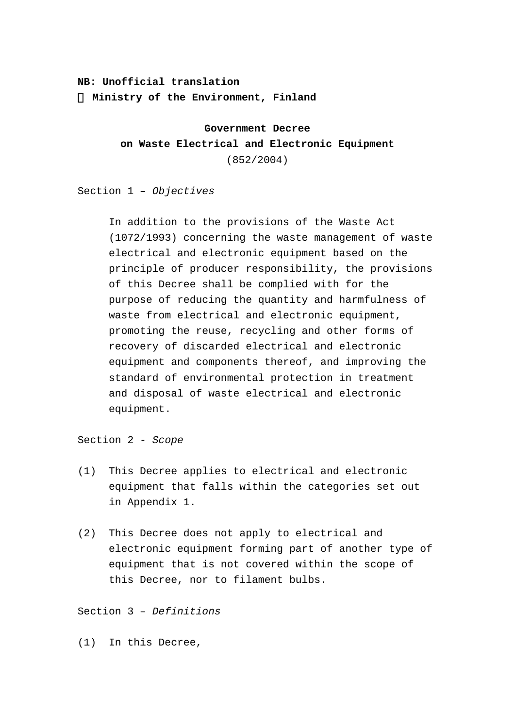**NB: Unofficial translation**
**Ministry of the Environment, Finland**

# Government Decree on Waste Electrical and Electronic Equipment

(852/2004)

Section 1 – *Objectives*

In addition to the provisions of the Waste Act (1072/1993) concerning the waste management of waste electrical and electronic equipment based on the principle of producer responsibility, the provisions of this Decree shall be complied with for the purpose of reducing the quantity and harmfulness of waste from electrical and electronic equipment, promoting the reuse, recycling and other forms of recovery of discarded electrical and electronic equipment and components thereof, and improving the standard of environmental protection in treatment and disposal of waste electrical and electronic equipment.

Section 2 - *Scope*

(1) This Decree applies to electrical and electronic equipment that falls within the categories set out in Appendix 1.

(2) This Decree does not apply to electrical and electronic equipment forming part of another type of equipment that is not covered within the scope of this Decree, nor to filament bulbs.

Section 3 – *Definitions*

(1) In this Decree,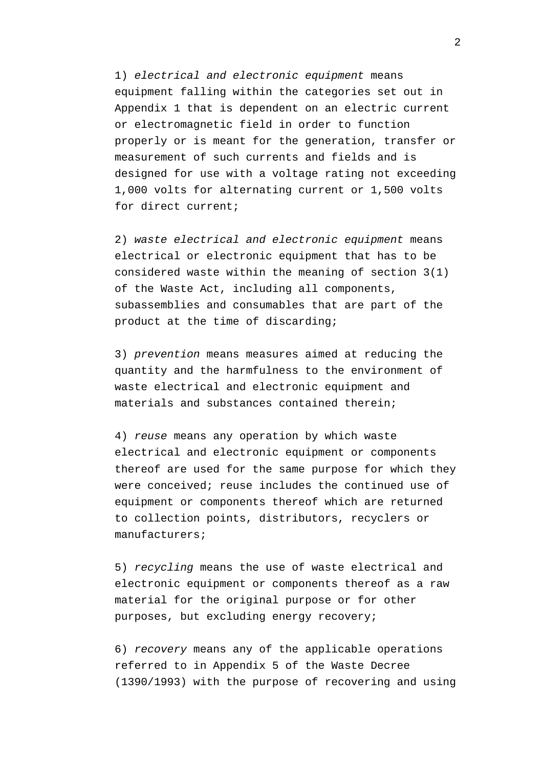1) *electrical and electronic equipment* means equipment falling within the categories set out in Appendix 1 that is dependent on an electric current or electromagnetic field in order to function properly or is meant for the generation, transfer or measurement of such currents and fields and is designed for use with a voltage rating not exceeding 1,000 volts for alternating current or 1,500 volts for direct current;

2) *waste electrical and electronic equipment* means electrical or electronic equipment that has to be considered waste within the meaning of section 3(1) of the Waste Act, including all components, subassemblies and consumables that are part of the product at the time of discarding;

3) *prevention* means measures aimed at reducing the quantity and the harmfulness to the environment of waste electrical and electronic equipment and materials and substances contained therein;

4) *reuse* means any operation by which waste electrical and electronic equipment or components thereof are used for the same purpose for which they were conceived; reuse includes the continued use of equipment or components thereof which are returned to collection points, distributors, recyclers or manufacturers;

5) *recycling* means the use of waste electrical and electronic equipment or components thereof as a raw material for the original purpose or for other purposes, but excluding energy recovery;

6) *recovery* means any of the applicable operations referred to in Appendix 5 of the Waste Decree (1390/1993) with the purpose of recovering and using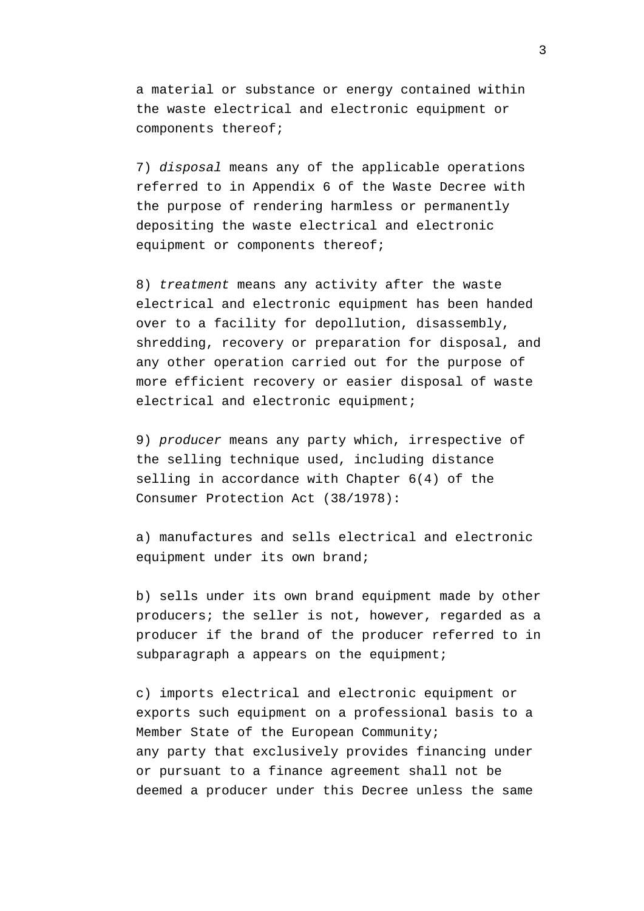a material or substance or energy contained within the waste electrical and electronic equipment or components thereof;

7) *disposal* means any of the applicable operations referred to in Appendix 6 of the Waste Decree with the purpose of rendering harmless or permanently depositing the waste electrical and electronic equipment or components thereof;

8) *treatment* means any activity after the waste electrical and electronic equipment has been handed over to a facility for depollution, disassembly, shredding, recovery or preparation for disposal, and any other operation carried out for the purpose of more efficient recovery or easier disposal of waste electrical and electronic equipment;

9) *producer* means any party which, irrespective of the selling technique used, including distance selling in accordance with Chapter 6(4) of the Consumer Protection Act (38/1978):

a) manufactures and sells electrical and electronic equipment under its own brand;

b) sells under its own brand equipment made by other producers; the seller is not, however, regarded as a producer if the brand of the producer referred to in subparagraph a appears on the equipment;

c) imports electrical and electronic equipment or exports such equipment on a professional basis to a Member State of the European Community;
any party that exclusively provides financing under or pursuant to a finance agreement shall not be deemed a producer under this Decree unless the same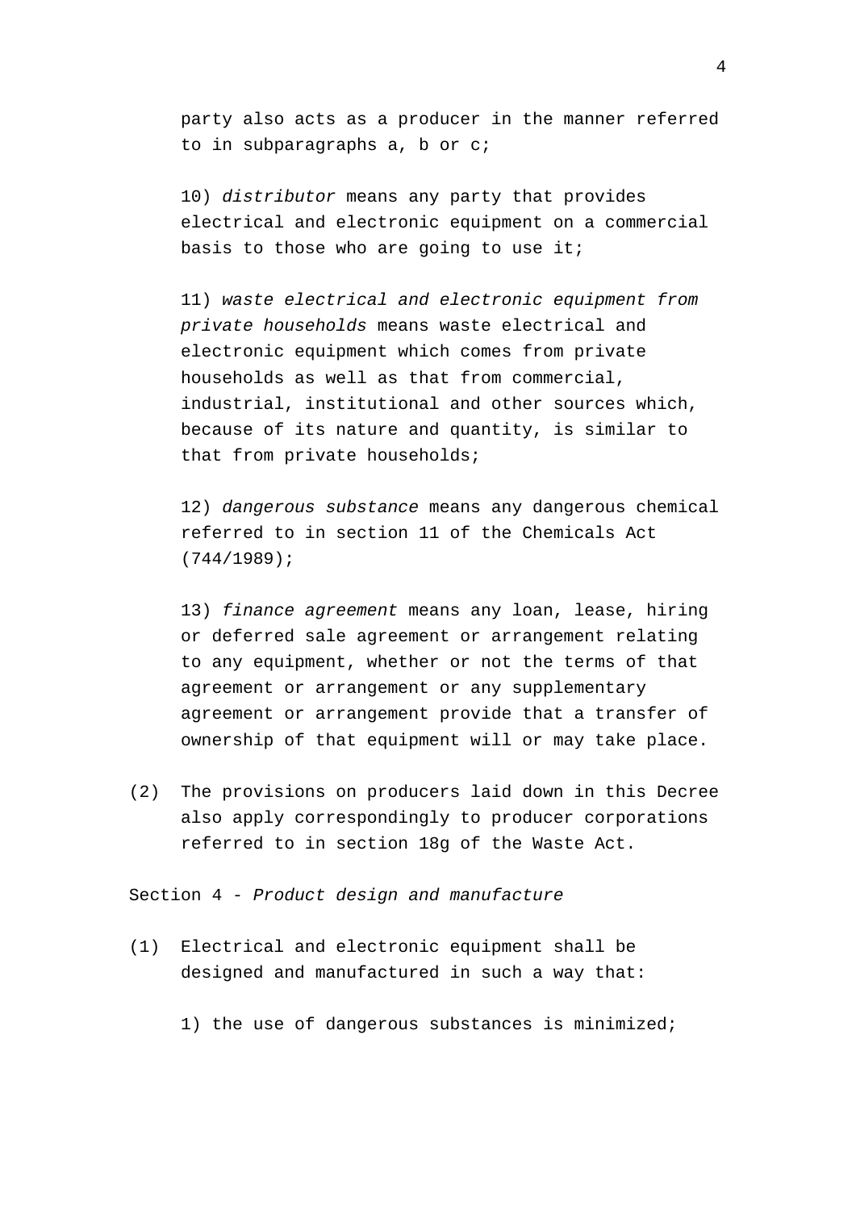party also acts as a producer in the manner referred to in subparagraphs a, b or c;

10) *distributor* means any party that provides electrical and electronic equipment on a commercial basis to those who are going to use it;

11) *waste electrical and electronic equipment from private households* means waste electrical and electronic equipment which comes from private households as well as that from commercial, industrial, institutional and other sources which, because of its nature and quantity, is similar to that from private households;

12) *dangerous substance* means any dangerous chemical referred to in section 11 of the Chemicals Act (744/1989);

13) *finance agreement* means any loan, lease, hiring or deferred sale agreement or arrangement relating to any equipment, whether or not the terms of that agreement or arrangement or any supplementary agreement or arrangement provide that a transfer of ownership of that equipment will or may take place.

(2) The provisions on producers laid down in this Decree also apply correspondingly to producer corporations referred to in section 18g of the Waste Act.

Section 4 - *Product design and manufacture*

(1) Electrical and electronic equipment shall be designed and manufactured in such a way that:

1) the use of dangerous substances is minimized;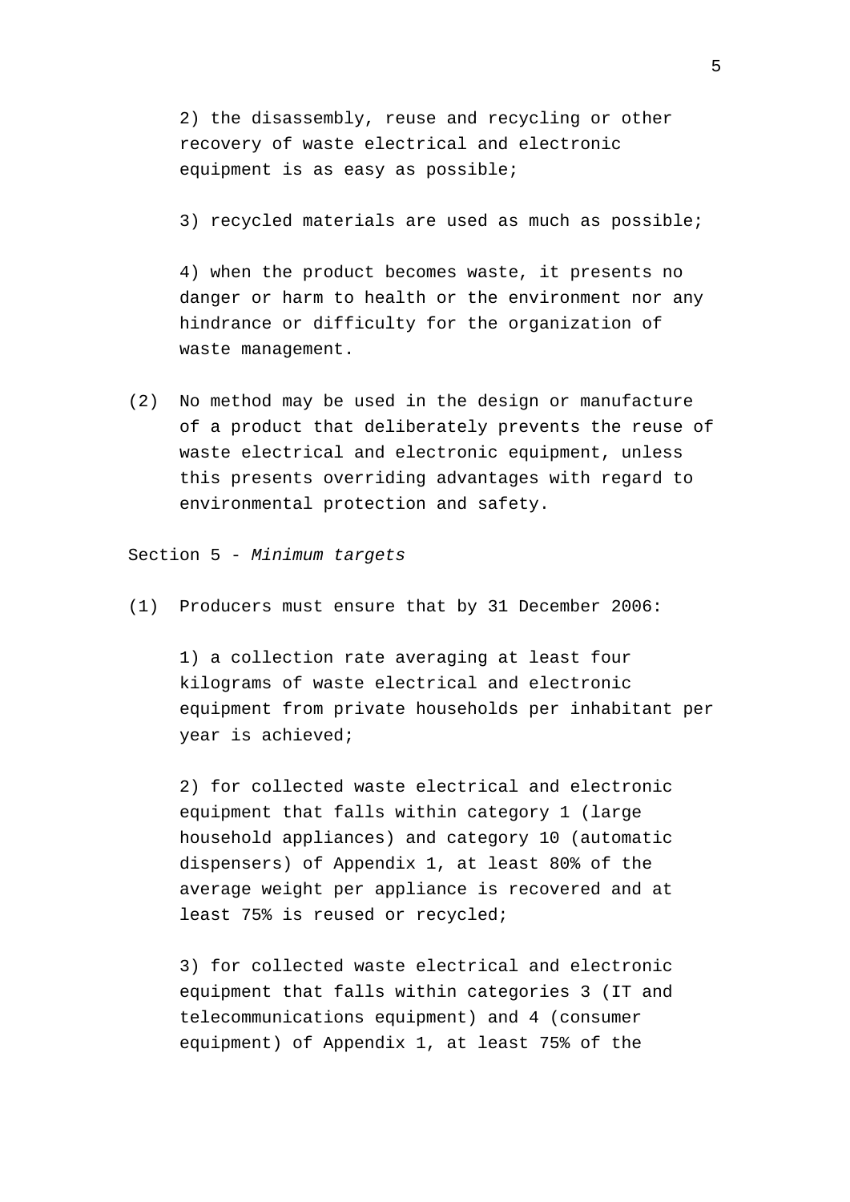2) the disassembly, reuse and recycling or other recovery of waste electrical and electronic equipment is as easy as possible;

3) recycled materials are used as much as possible;

4) when the product becomes waste, it presents no danger or harm to health or the environment nor any hindrance or difficulty for the organization of waste management.

(2) No method may be used in the design or manufacture of a product that deliberately prevents the reuse of waste electrical and electronic equipment, unless this presents overriding advantages with regard to environmental protection and safety.

Section 5 - *Minimum targets*

(1) Producers must ensure that by 31 December 2006:

1) a collection rate averaging at least four kilograms of waste electrical and electronic equipment from private households per inhabitant per year is achieved;

2) for collected waste electrical and electronic equipment that falls within category 1 (large household appliances) and category 10 (automatic dispensers) of Appendix 1, at least 80% of the average weight per appliance is recovered and at least 75% is reused or recycled;

3) for collected waste electrical and electronic equipment that falls within categories 3 (IT and telecommunications equipment) and 4 (consumer equipment) of Appendix 1, at least 75% of the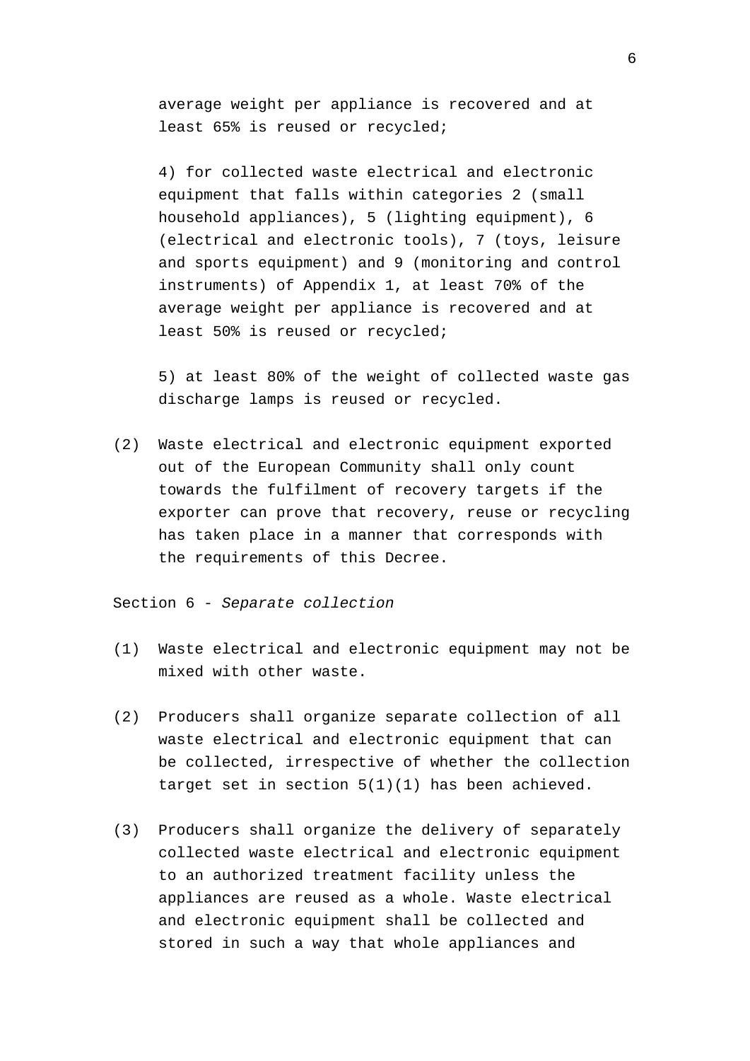average weight per appliance is recovered and at least 65% is reused or recycled;

4) for collected waste electrical and electronic equipment that falls within categories 2 (small household appliances), 5 (lighting equipment), 6 (electrical and electronic tools), 7 (toys, leisure and sports equipment) and 9 (monitoring and control instruments) of Appendix 1, at least 70% of the average weight per appliance is recovered and at least 50% is reused or recycled;

5) at least 80% of the weight of collected waste gas discharge lamps is reused or recycled.

(2) Waste electrical and electronic equipment exported out of the European Community shall only count towards the fulfilment of recovery targets if the exporter can prove that recovery, reuse or recycling has taken place in a manner that corresponds with the requirements of this Decree.

Section 6 - *Separate collection*

(1) Waste electrical and electronic equipment may not be mixed with other waste.

(2) Producers shall organize separate collection of all waste electrical and electronic equipment that can be collected, irrespective of whether the collection target set in section 5(1)(1) has been achieved.

(3) Producers shall organize the delivery of separately collected waste electrical and electronic equipment to an authorized treatment facility unless the appliances are reused as a whole. Waste electrical and electronic equipment shall be collected and stored in such a way that whole appliances and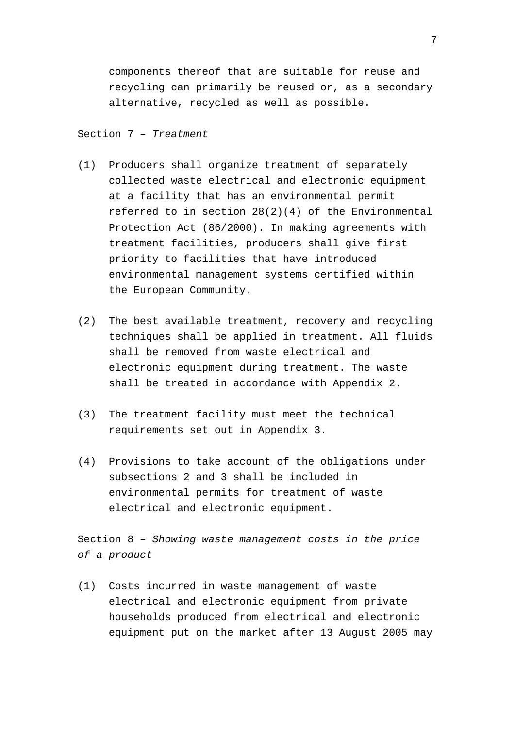components thereof that are suitable for reuse and recycling can primarily be reused or, as a secondary alternative, recycled as well as possible.

Section 7 – *Treatment*

(1) Producers shall organize treatment of separately collected waste electrical and electronic equipment at a facility that has an environmental permit referred to in section 28(2)(4) of the Environmental Protection Act (86/2000). In making agreements with treatment facilities, producers shall give first priority to facilities that have introduced environmental management systems certified within the European Community.

(2) The best available treatment, recovery and recycling techniques shall be applied in treatment. All fluids shall be removed from waste electrical and electronic equipment during treatment. The waste shall be treated in accordance with Appendix 2.

(3) The treatment facility must meet the technical requirements set out in Appendix 3.

(4) Provisions to take account of the obligations under subsections 2 and 3 shall be included in environmental permits for treatment of waste electrical and electronic equipment.

Section 8 – *Showing waste management costs in the price of a product*

(1) Costs incurred in waste management of waste electrical and electronic equipment from private households produced from electrical and electronic equipment put on the market after 13 August 2005 may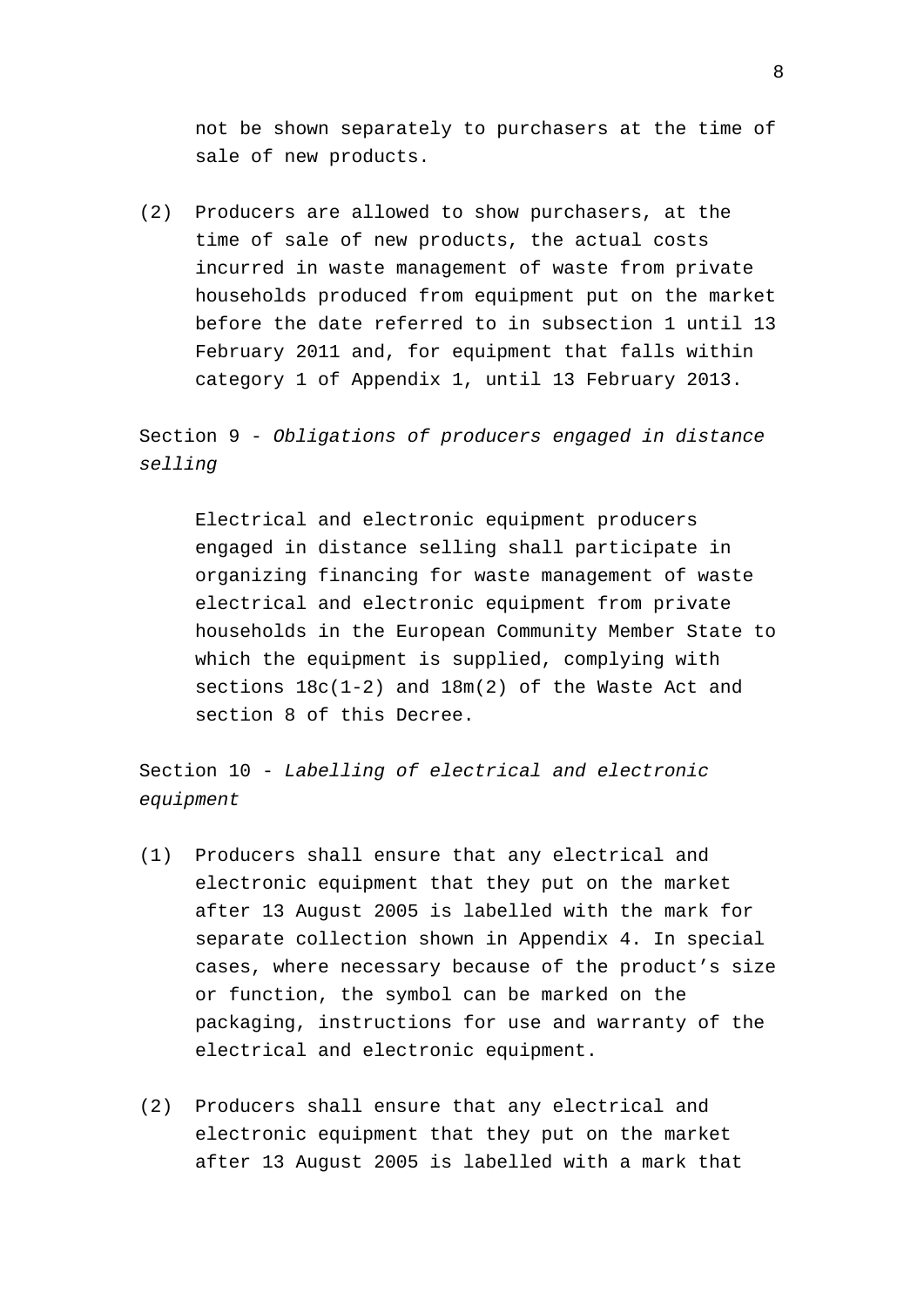not be shown separately to purchasers at the time of sale of new products.

(2) Producers are allowed to show purchasers, at the time of sale of new products, the actual costs incurred in waste management of waste from private households produced from equipment put on the market before the date referred to in subsection 1 until 13 February 2011 and, for equipment that falls within category 1 of Appendix 1, until 13 February 2013.

Section 9 - *Obligations of producers engaged in distance selling*

Electrical and electronic equipment producers engaged in distance selling shall participate in organizing financing for waste management of waste electrical and electronic equipment from private households in the European Community Member State to which the equipment is supplied, complying with sections 18c(1-2) and 18m(2) of the Waste Act and section 8 of this Decree.

Section 10 - *Labelling of electrical and electronic equipment*

(1) Producers shall ensure that any electrical and electronic equipment that they put on the market after 13 August 2005 is labelled with the mark for separate collection shown in Appendix 4. In special cases, where necessary because of the product's size or function, the symbol can be marked on the packaging, instructions for use and warranty of the electrical and electronic equipment.

(2) Producers shall ensure that any electrical and electronic equipment that they put on the market after 13 August 2005 is labelled with a mark that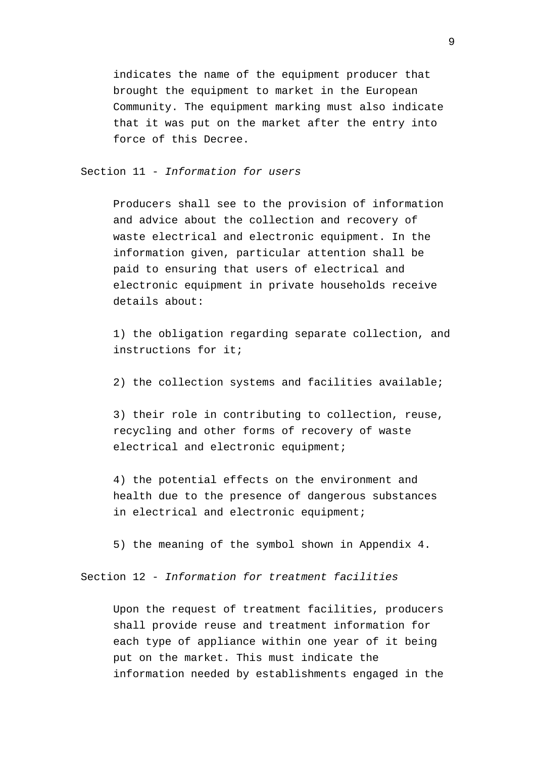indicates the name of the equipment producer that brought the equipment to market in the European Community. The equipment marking must also indicate that it was put on the market after the entry into force of this Decree.

Section 11 - *Information for users*

Producers shall see to the provision of information and advice about the collection and recovery of waste electrical and electronic equipment. In the information given, particular attention shall be paid to ensuring that users of electrical and electronic equipment in private households receive details about:

1) the obligation regarding separate collection, and instructions for it;

2) the collection systems and facilities available;

3) their role in contributing to collection, reuse, recycling and other forms of recovery of waste electrical and electronic equipment;

4) the potential effects on the environment and health due to the presence of dangerous substances in electrical and electronic equipment;

5) the meaning of the symbol shown in Appendix 4.

Section 12 - *Information for treatment facilities*

Upon the request of treatment facilities, producers shall provide reuse and treatment information for each type of appliance within one year of it being put on the market. This must indicate the information needed by establishments engaged in the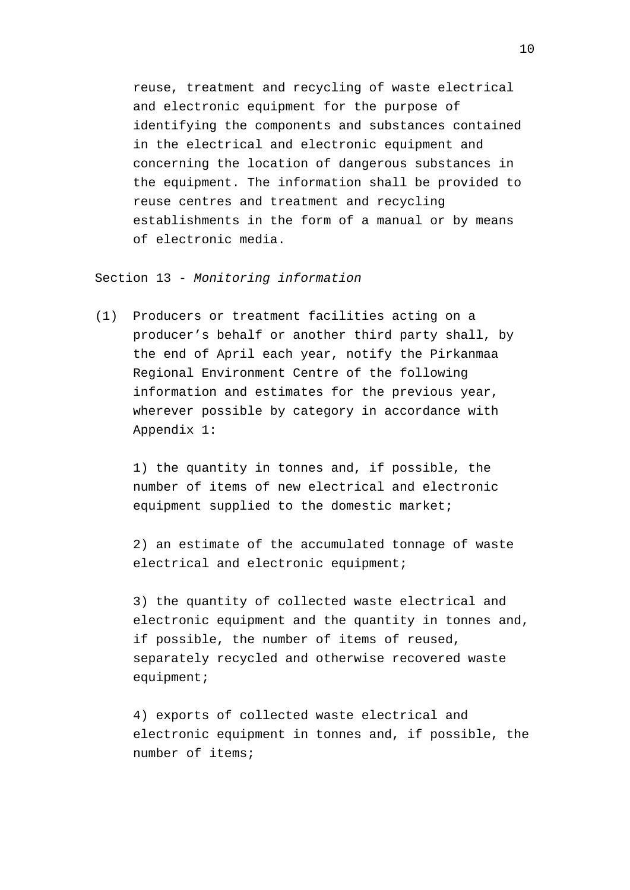reuse, treatment and recycling of waste electrical and electronic equipment for the purpose of identifying the components and substances contained in the electrical and electronic equipment and concerning the location of dangerous substances in the equipment. The information shall be provided to reuse centres and treatment and recycling establishments in the form of a manual or by means of electronic media.

Section 13 - *Monitoring information*

(1) Producers or treatment facilities acting on a producer's behalf or another third party shall, by the end of April each year, notify the Pirkanmaa Regional Environment Centre of the following information and estimates for the previous year, wherever possible by category in accordance with Appendix 1:

1) the quantity in tonnes and, if possible, the number of items of new electrical and electronic equipment supplied to the domestic market;

2) an estimate of the accumulated tonnage of waste electrical and electronic equipment;

3) the quantity of collected waste electrical and electronic equipment and the quantity in tonnes and, if possible, the number of items of reused, separately recycled and otherwise recovered waste equipment;

4) exports of collected waste electrical and electronic equipment in tonnes and, if possible, the number of items;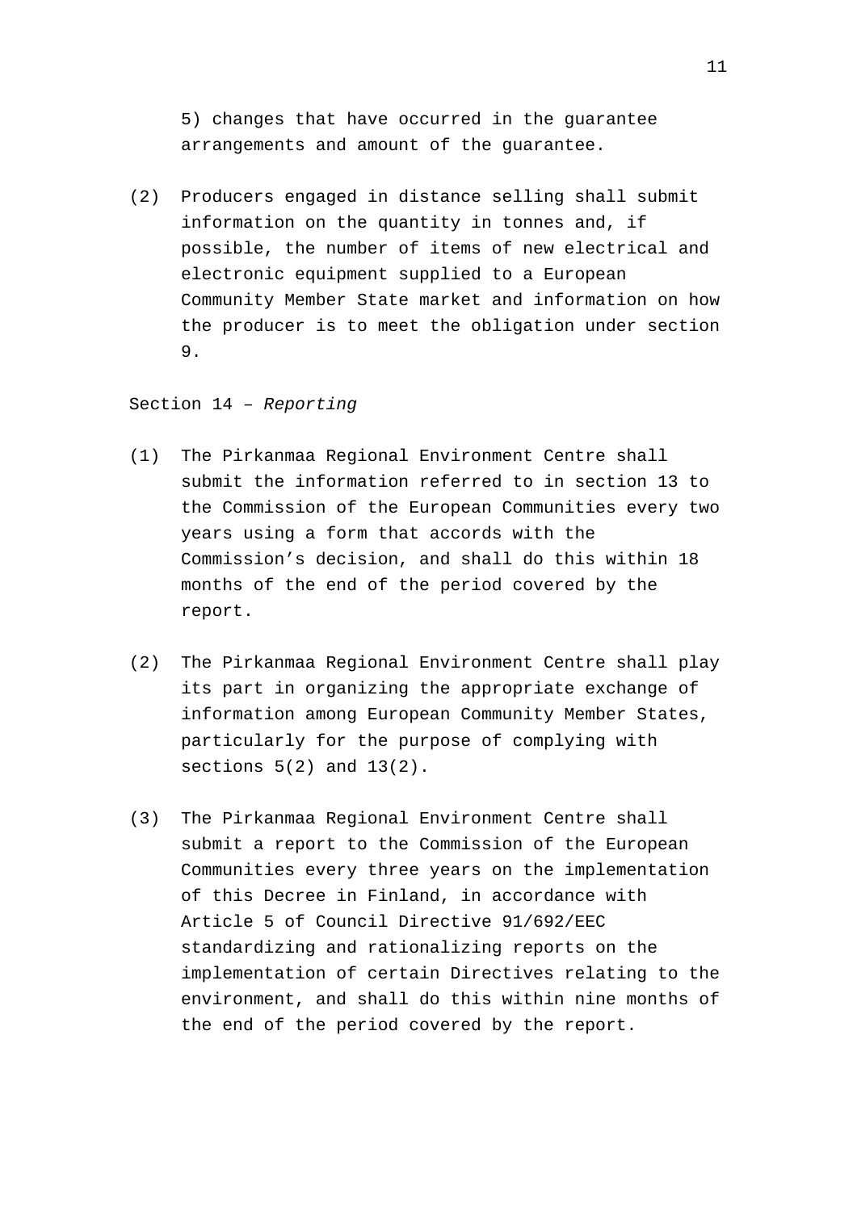5) changes that have occurred in the guarantee arrangements and amount of the guarantee.

(2) Producers engaged in distance selling shall submit information on the quantity in tonnes and, if possible, the number of items of new electrical and electronic equipment supplied to a European Community Member State market and information on how the producer is to meet the obligation under section 9.

Section 14 – *Reporting*

(1) The Pirkanmaa Regional Environment Centre shall submit the information referred to in section 13 to the Commission of the European Communities every two years using a form that accords with the Commission's decision, and shall do this within 18 months of the end of the period covered by the report.

(2) The Pirkanmaa Regional Environment Centre shall play its part in organizing the appropriate exchange of information among European Community Member States, particularly for the purpose of complying with sections 5(2) and 13(2).

(3) The Pirkanmaa Regional Environment Centre shall submit a report to the Commission of the European Communities every three years on the implementation of this Decree in Finland, in accordance with Article 5 of Council Directive 91/692/EEC standardizing and rationalizing reports on the implementation of certain Directives relating to the environment, and shall do this within nine months of the end of the period covered by the report.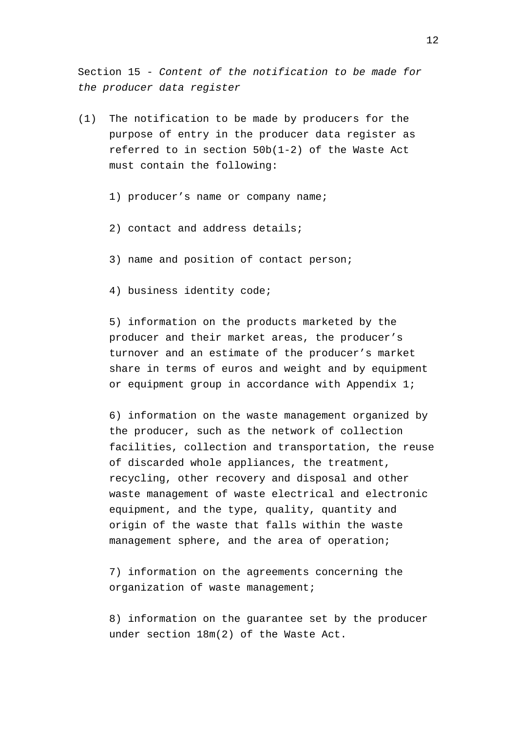Section 15 - *Content of the notification to be made for the producer data register*

(1) The notification to be made by producers for the purpose of entry in the producer data register as referred to in section 50b(1-2) of the Waste Act must contain the following:

1) producer’s name or company name;

2) contact and address details;

3) name and position of contact person;

4) business identity code;

5) information on the products marketed by the producer and their market areas, the producer’s turnover and an estimate of the producer’s market share in terms of euros and weight and by equipment or equipment group in accordance with Appendix 1;

6) information on the waste management organized by the producer, such as the network of collection facilities, collection and transportation, the reuse of discarded whole appliances, the treatment, recycling, other recovery and disposal and other waste management of waste electrical and electronic equipment, and the type, quality, quantity and origin of the waste that falls within the waste management sphere, and the area of operation;

7) information on the agreements concerning the organization of waste management;

8) information on the guarantee set by the producer under section 18m(2) of the Waste Act.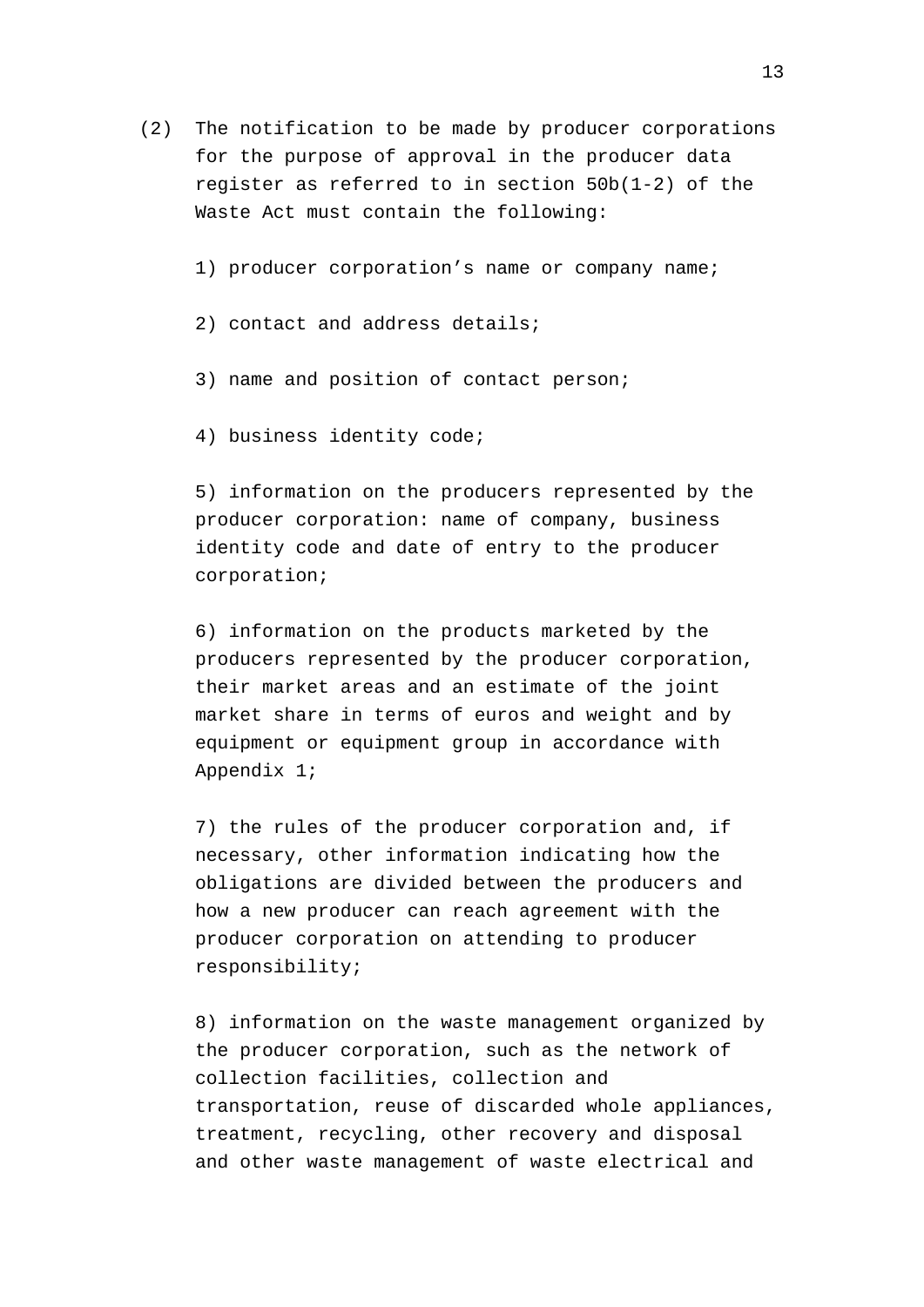(2) The notification to be made by producer corporations for the purpose of approval in the producer data register as referred to in section 50b(1-2) of the Waste Act must contain the following:

1) producer corporation’s name or company name;

2) contact and address details;

3) name and position of contact person;

4) business identity code;

5) information on the producers represented by the producer corporation: name of company, business identity code and date of entry to the producer corporation;

6) information on the products marketed by the producers represented by the producer corporation, their market areas and an estimate of the joint market share in terms of euros and weight and by equipment or equipment group in accordance with Appendix 1;

7) the rules of the producer corporation and, if necessary, other information indicating how the obligations are divided between the producers and how a new producer can reach agreement with the producer corporation on attending to producer responsibility;

8) information on the waste management organized by the producer corporation, such as the network of collection facilities, collection and transportation, reuse of discarded whole appliances, treatment, recycling, other recovery and disposal and other waste management of waste electrical and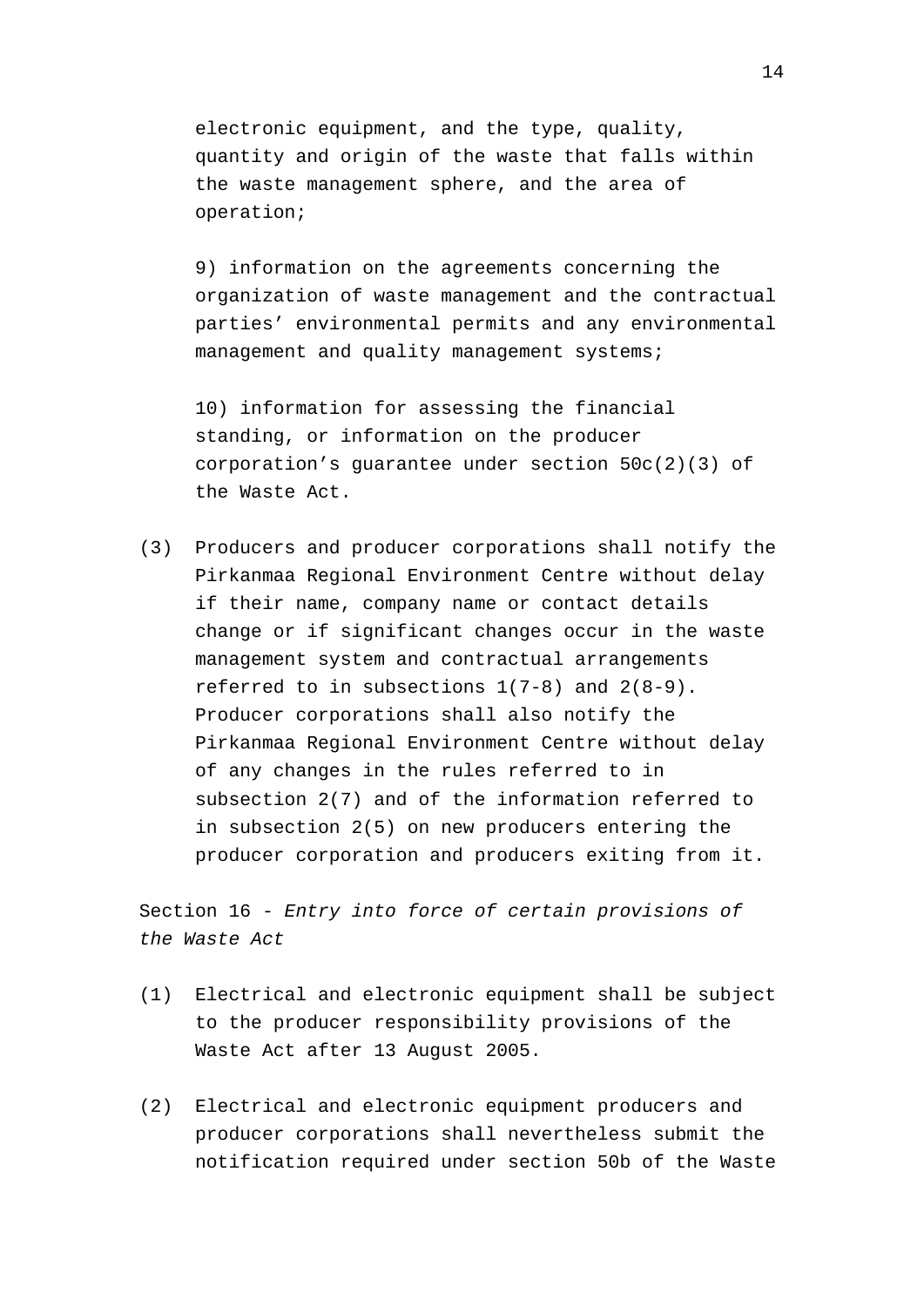electronic equipment, and the type, quality, quantity and origin of the waste that falls within the waste management sphere, and the area of operation;

9) information on the agreements concerning the organization of waste management and the contractual parties' environmental permits and any environmental management and quality management systems;

10) information for assessing the financial standing, or information on the producer corporation's guarantee under section 50c(2)(3) of the Waste Act.

(3) Producers and producer corporations shall notify the Pirkanmaa Regional Environment Centre without delay if their name, company name or contact details change or if significant changes occur in the waste management system and contractual arrangements referred to in subsections 1(7-8) and 2(8-9). Producer corporations shall also notify the Pirkanmaa Regional Environment Centre without delay of any changes in the rules referred to in subsection 2(7) and of the information referred to in subsection 2(5) on new producers entering the producer corporation and producers exiting from it.

Section 16 - *Entry into force of certain provisions of the Waste Act*

(1) Electrical and electronic equipment shall be subject to the producer responsibility provisions of the Waste Act after 13 August 2005.

(2) Electrical and electronic equipment producers and producer corporations shall nevertheless submit the notification required under section 50b of the Waste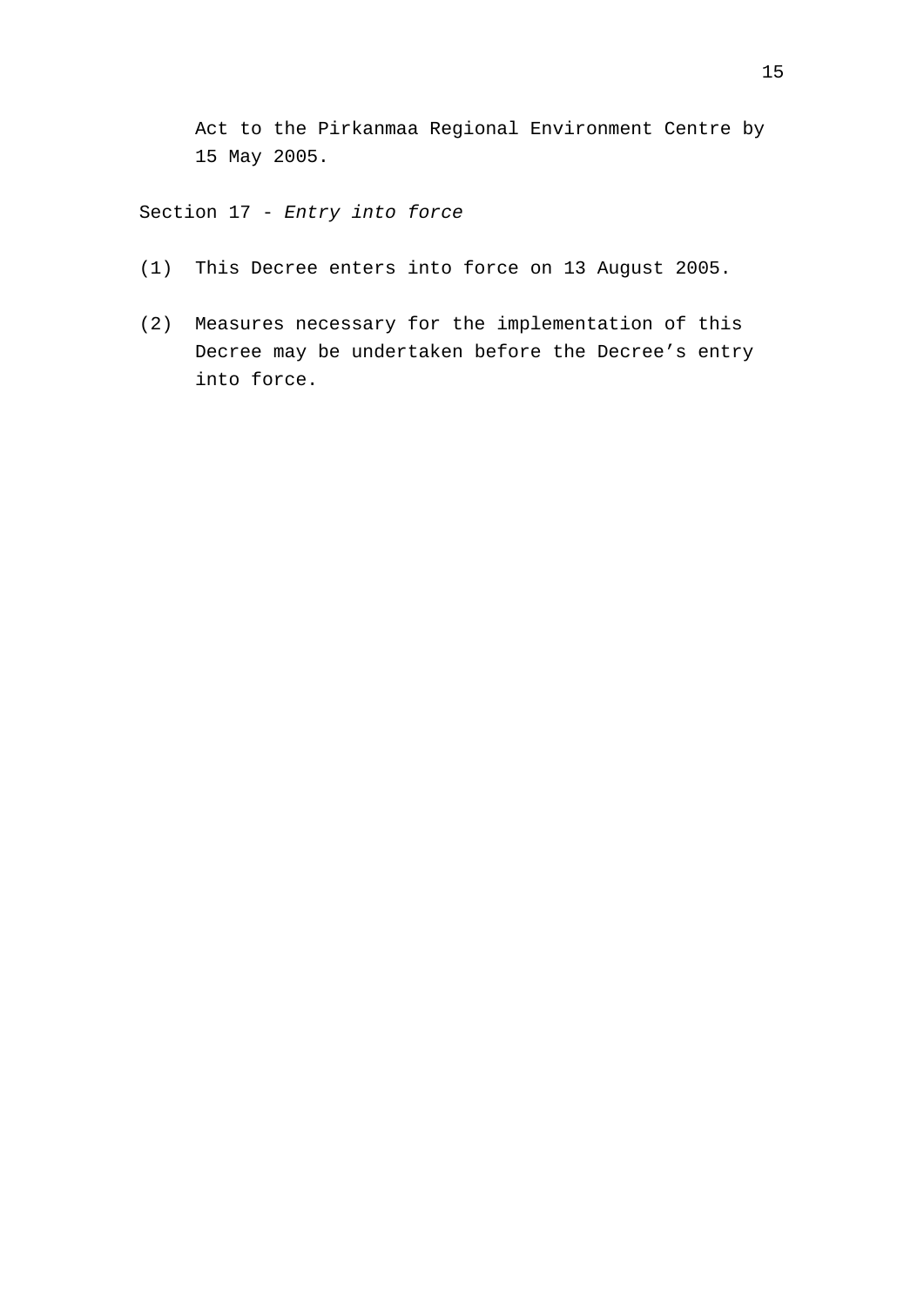Act to the Pirkanmaa Regional Environment Centre by 15 May 2005.

Section 17 - *Entry into force*

(1) This Decree enters into force on 13 August 2005.

(2) Measures necessary for the implementation of this Decree may be undertaken before the Decree’s entry into force.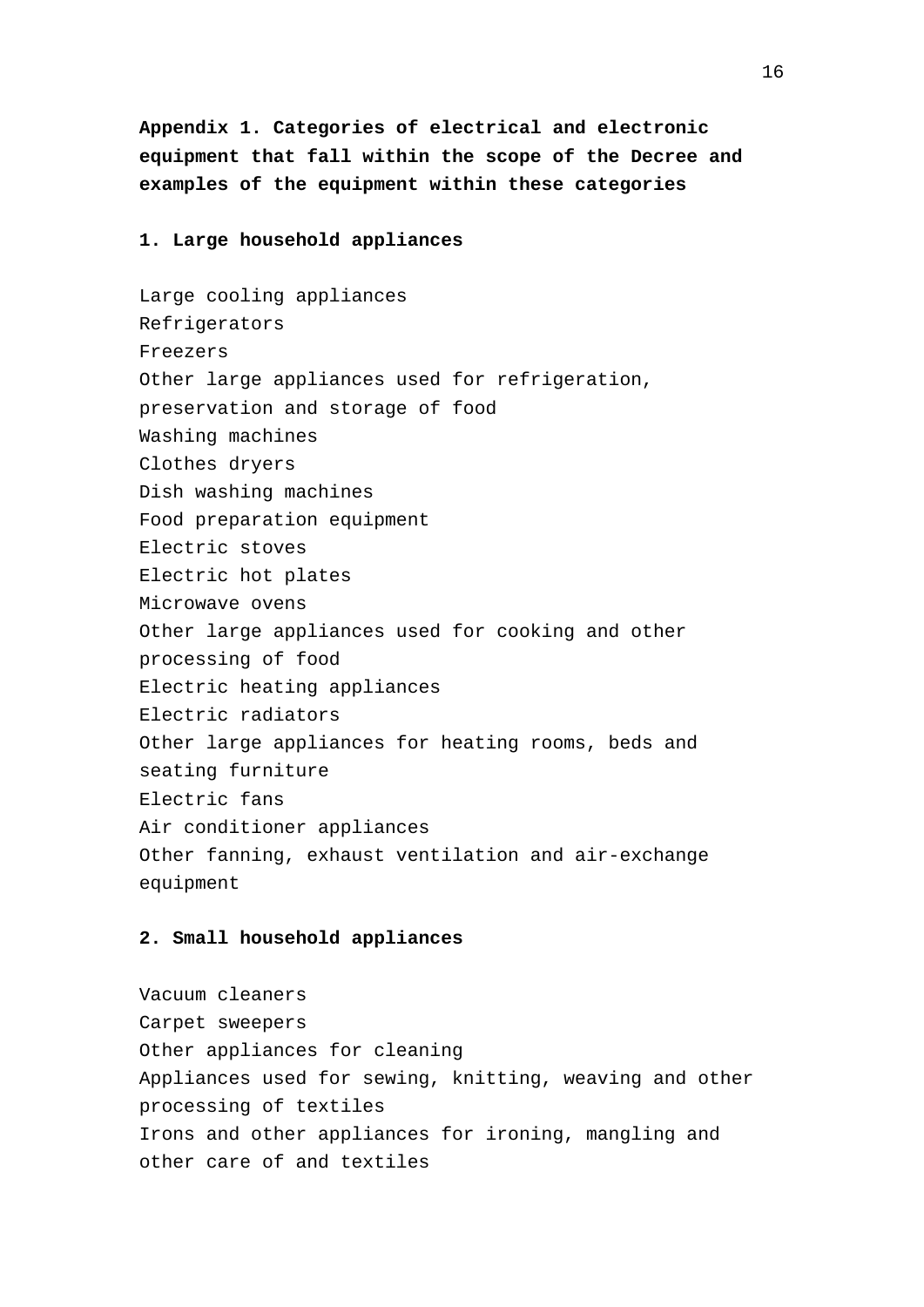## Appendix 1. Categories of electrical and electronic equipment that fall within the scope of the Decree and examples of the equipment within these categories

### 1. Large household appliances

Large cooling appliances
Refrigerators
Freezers
Other large appliances used for refrigeration, preservation and storage of food
Washing machines
Clothes dryers
Dish washing machines
Food preparation equipment
Electric stoves
Electric hot plates
Microwave ovens
Other large appliances used for cooking and other processing of food
Electric heating appliances
Electric radiators
Other large appliances for heating rooms, beds and seating furniture
Electric fans
Air conditioner appliances
Other fanning, exhaust ventilation and air-exchange equipment

### 2. Small household appliances

Vacuum cleaners
Carpet sweepers
Other appliances for cleaning
Appliances used for sewing, knitting, weaving and other processing of textiles
Irons and other appliances for ironing, mangling and other care of and textiles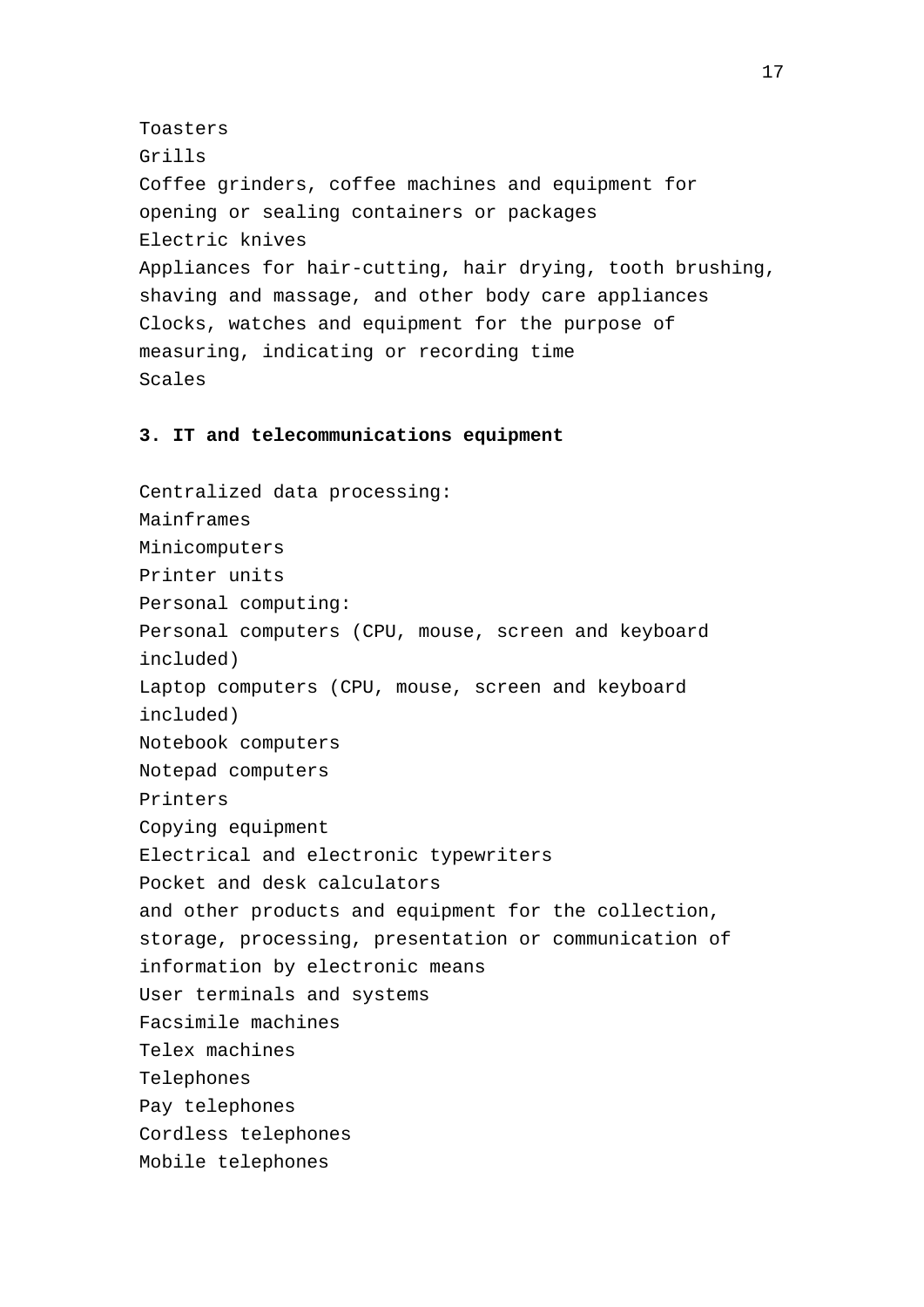Toasters

Grills

Coffee grinders, coffee machines and equipment for opening or sealing containers or packages

Electric knives

Appliances for hair-cutting, hair drying, tooth brushing, shaving and massage, and other body care appliances

Clocks, watches and equipment for the purpose of measuring, indicating or recording time

Scales

**3. IT and telecommunications equipment**

Centralized data processing:

Mainframes

Minicomputers

Printer units

Personal computing:

Personal computers (CPU, mouse, screen and keyboard included)

Laptop computers (CPU, mouse, screen and keyboard included)

Notebook computers

Notepad computers

Printers

Copying equipment

Electrical and electronic typewriters

Pocket and desk calculators

and other products and equipment for the collection, storage, processing, presentation or communication of information by electronic means

User terminals and systems

Facsimile machines

Telex machines

Telephones

Pay telephones

Cordless telephones

Mobile telephones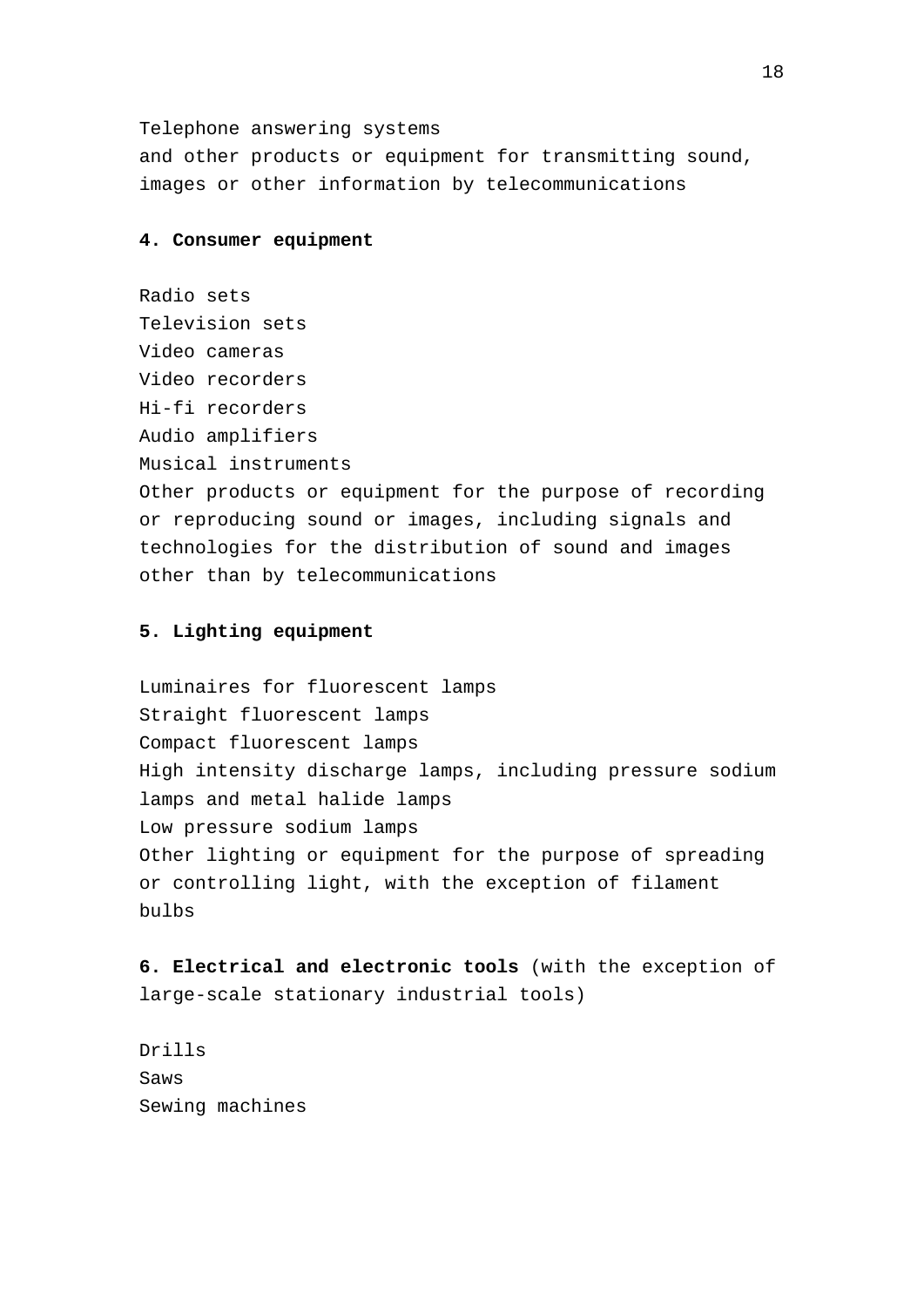Telephone answering systems
and other products or equipment for transmitting sound, images or other information by telecommunications

**4. Consumer equipment**

Radio sets
Television sets
Video cameras
Video recorders
Hi-fi recorders
Audio amplifiers
Musical instruments
Other products or equipment for the purpose of recording or reproducing sound or images, including signals and technologies for the distribution of sound and images other than by telecommunications

**5. Lighting equipment**

Luminaires for fluorescent lamps
Straight fluorescent lamps
Compact fluorescent lamps
High intensity discharge lamps, including pressure sodium lamps and metal halide lamps
Low pressure sodium lamps
Other lighting or equipment for the purpose of spreading or controlling light, with the exception of filament bulbs

**6. Electrical and electronic tools** (with the exception of large-scale stationary industrial tools)

Drills
Saws
Sewing machines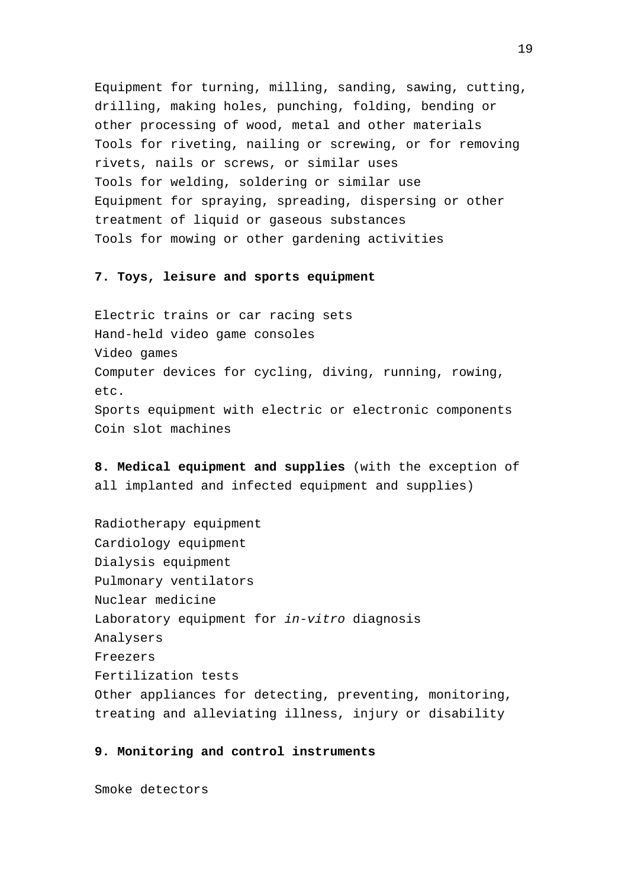Equipment for turning, milling, sanding, sawing, cutting, drilling, making holes, punching, folding, bending or other processing of wood, metal and other materials
Tools for riveting, nailing or screwing, or for removing rivets, nails or screws, or similar uses
Tools for welding, soldering or similar use
Equipment for spraying, spreading, dispersing or other treatment of liquid or gaseous substances
Tools for mowing or other gardening activities

**7. Toys, leisure and sports equipment**

Electric trains or car racing sets
Hand-held video game consoles
Video games
Computer devices for cycling, diving, running, rowing, etc.
Sports equipment with electric or electronic components
Coin slot machines

**8. Medical equipment and supplies** (with the exception of all implanted and infected equipment and supplies)

Radiotherapy equipment
Cardiology equipment
Dialysis equipment
Pulmonary ventilators
Nuclear medicine
Laboratory equipment for *in-vitro* diagnosis
Analysers
Freezers
Fertilization tests
Other appliances for detecting, preventing, monitoring, treating and alleviating illness, injury or disability

**9. Monitoring and control instruments**

Smoke detectors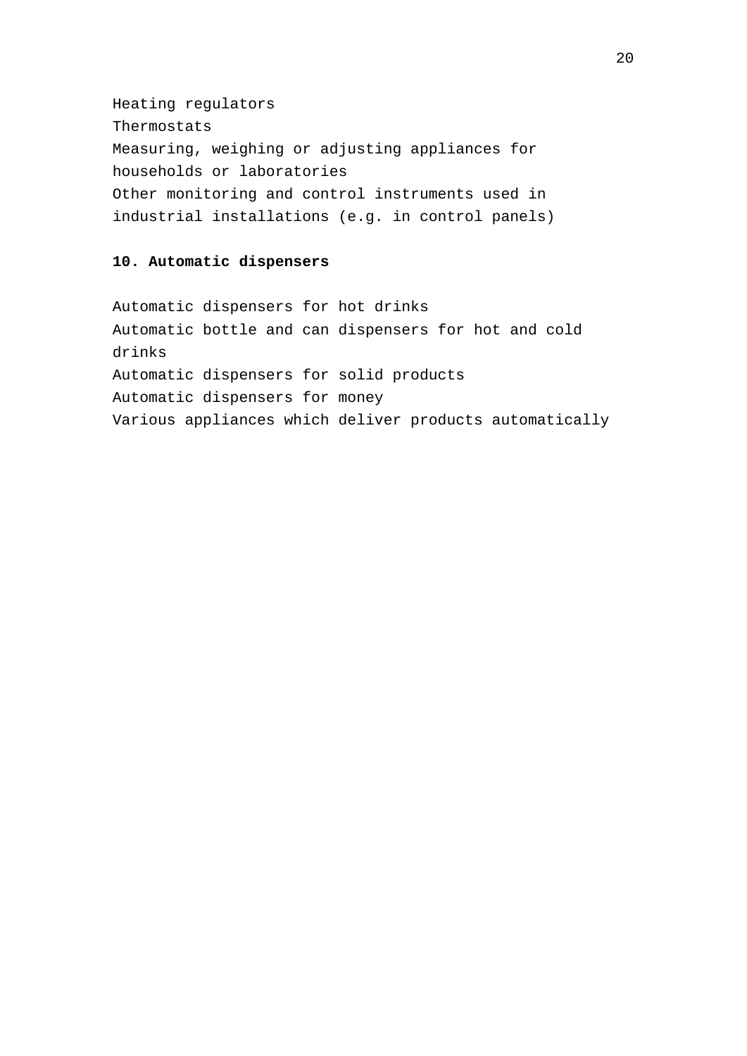Heating regulators
Thermostats
Measuring, weighing or adjusting appliances for households or laboratories
Other monitoring and control instruments used in industrial installations (e.g. in control panels)

**10. Automatic dispensers**

Automatic dispensers for hot drinks
Automatic bottle and can dispensers for hot and cold drinks
Automatic dispensers for solid products
Automatic dispensers for money
Various appliances which deliver products automatically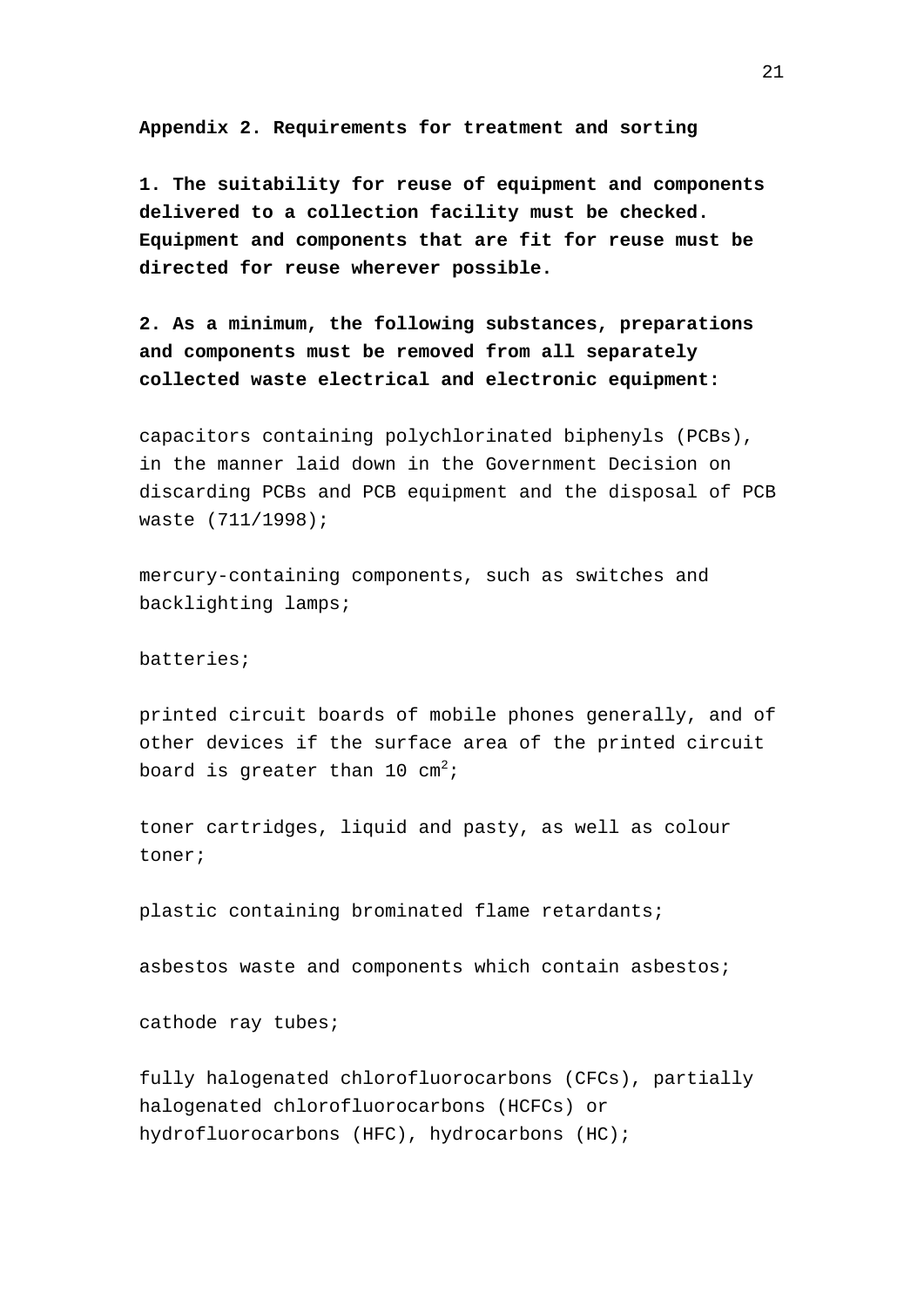## Appendix 2. Requirements for treatment and sorting

**1. The suitability for reuse of equipment and components delivered to a collection facility must be checked. Equipment and components that are fit for reuse must be directed for reuse wherever possible.**

**2. As a minimum, the following substances, preparations and components must be removed from all separately collected waste electrical and electronic equipment:**

capacitors containing polychlorinated biphenyls (PCBs), in the manner laid down in the Government Decision on discarding PCBs and PCB equipment and the disposal of PCB waste (711/1998);

mercury-containing components, such as switches and backlighting lamps;

batteries;

printed circuit boards of mobile phones generally, and of other devices if the surface area of the printed circuit board is greater than 10 $cm^2$;

toner cartridges, liquid and pasty, as well as colour toner;

plastic containing brominated flame retardants;

asbestos waste and components which contain asbestos;

cathode ray tubes;

fully halogenated chlorofluorocarbons (CFCs), partially halogenated chlorofluorocarbons (HCFCs) or hydrofluorocarbons (HFC), hydrocarbons (HC);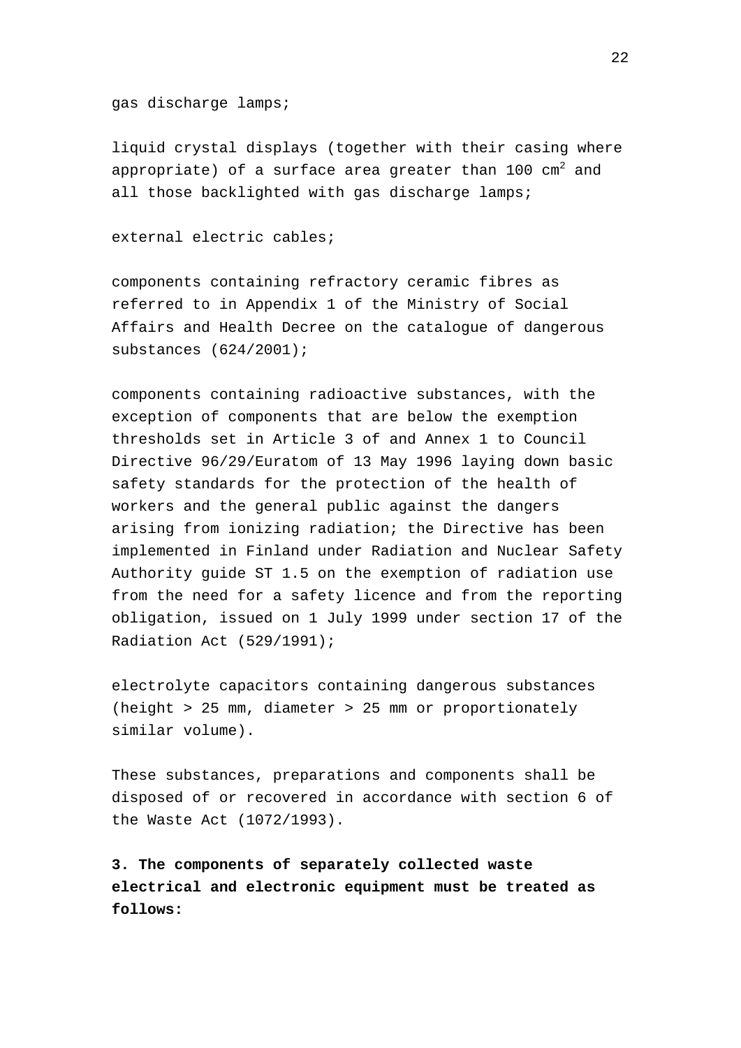gas discharge lamps;

liquid crystal displays (together with their casing where appropriate) of a surface area greater than 100 $cm^2$ and all those backlighted with gas discharge lamps;

external electric cables;

components containing refractory ceramic fibres as referred to in Appendix 1 of the Ministry of Social Affairs and Health Decree on the catalogue of dangerous substances (624/2001);

components containing radioactive substances, with the exception of components that are below the exemption thresholds set in Article 3 of and Annex 1 to Council Directive 96/29/Euratom of 13 May 1996 laying down basic safety standards for the protection of the health of workers and the general public against the dangers arising from ionizing radiation; the Directive has been implemented in Finland under Radiation and Nuclear Safety Authority guide ST 1.5 on the exemption of radiation use from the need for a safety licence and from the reporting obligation, issued on 1 July 1999 under section 17 of the Radiation Act (529/1991);

electrolyte capacitors containing dangerous substances (height > 25 mm, diameter > 25 mm or proportionately similar volume).

These substances, preparations and components shall be disposed of or recovered in accordance with section 6 of the Waste Act (1072/1993).

**3. The components of separately collected waste electrical and electronic equipment must be treated as follows:**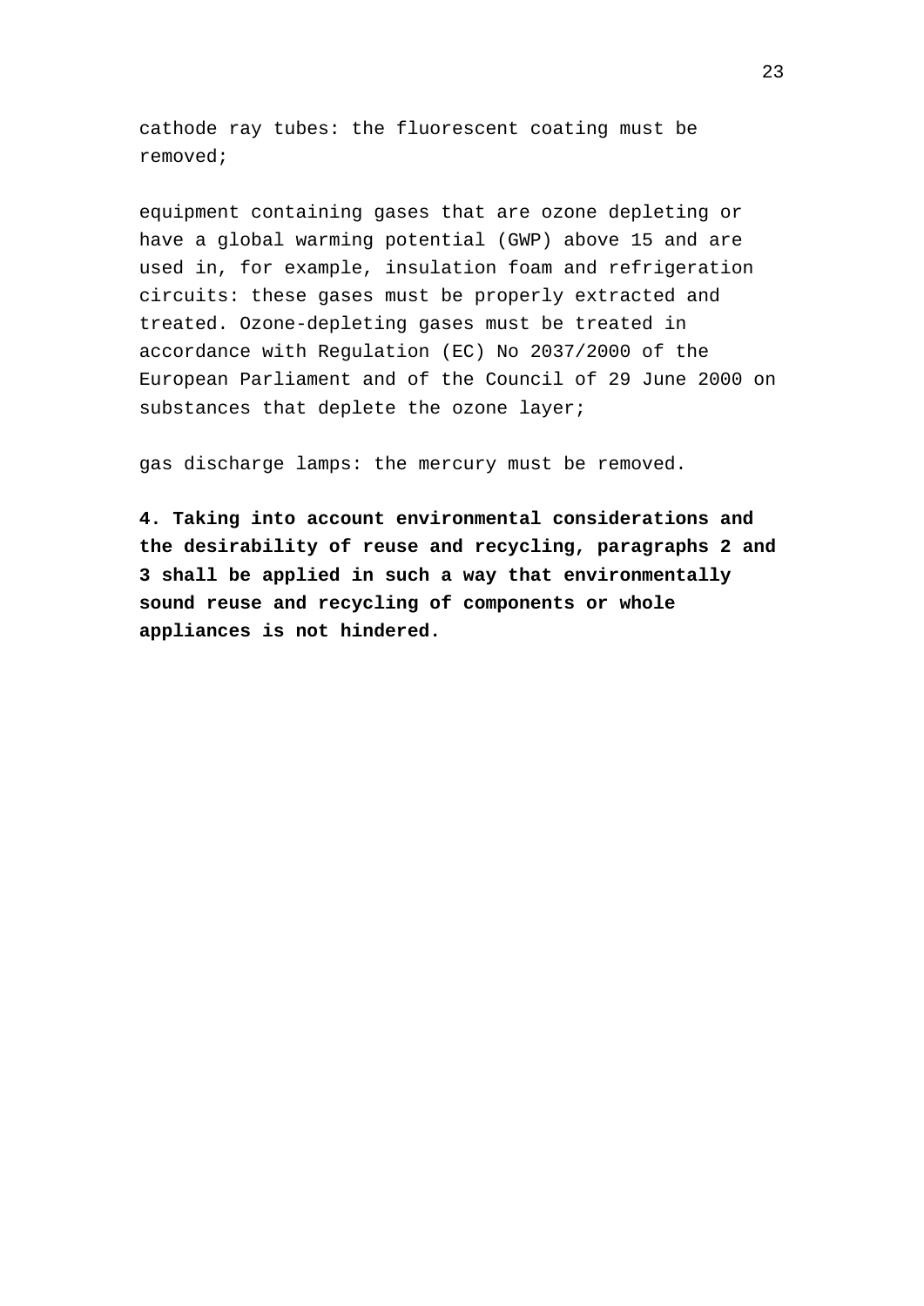cathode ray tubes: the fluorescent coating must be removed;

equipment containing gases that are ozone depleting or have a global warming potential (GWP) above 15 and are used in, for example, insulation foam and refrigeration circuits: these gases must be properly extracted and treated. Ozone-depleting gases must be treated in accordance with Regulation (EC) No 2037/2000 of the European Parliament and of the Council of 29 June 2000 on substances that deplete the ozone layer;

gas discharge lamps: the mercury must be removed.

**4. Taking into account environmental considerations and the desirability of reuse and recycling, paragraphs 2 and 3 shall be applied in such a way that environmentally sound reuse and recycling of components or whole appliances is not hindered.**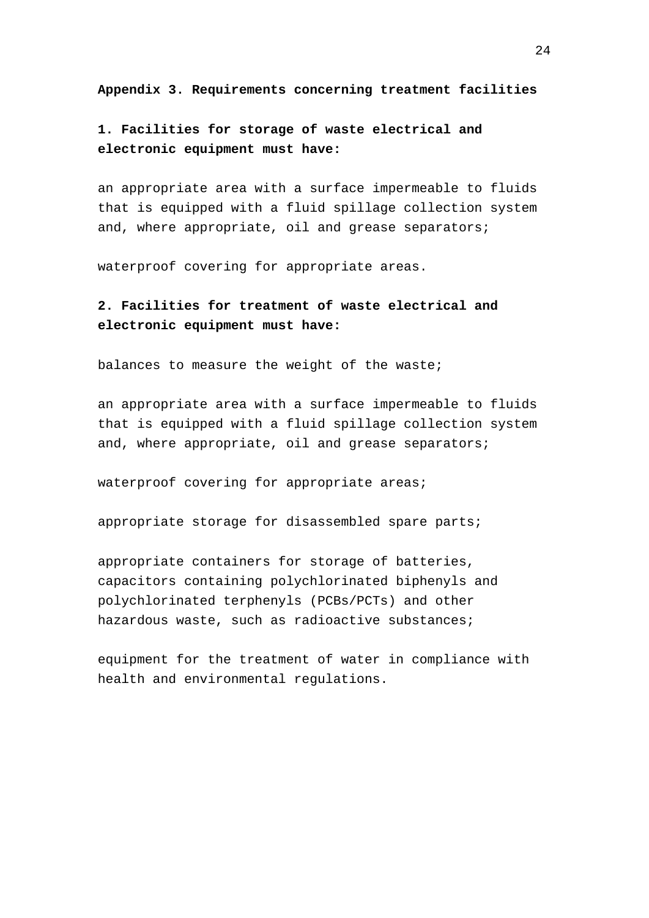## Appendix 3. Requirements concerning treatment facilities

### 1. Facilities for storage of waste electrical and electronic equipment must have:

an appropriate area with a surface impermeable to fluids that is equipped with a fluid spillage collection system and, where appropriate, oil and grease separators;

waterproof covering for appropriate areas.

### 2. Facilities for treatment of waste electrical and electronic equipment must have:

balances to measure the weight of the waste;

an appropriate area with a surface impermeable to fluids that is equipped with a fluid spillage collection system and, where appropriate, oil and grease separators;

waterproof covering for appropriate areas;

appropriate storage for disassembled spare parts;

appropriate containers for storage of batteries, capacitors containing polychlorinated biphenyls and polychlorinated terphenyls (PCBs/PCTs) and other hazardous waste, such as radioactive substances;

equipment for the treatment of water in compliance with health and environmental regulations.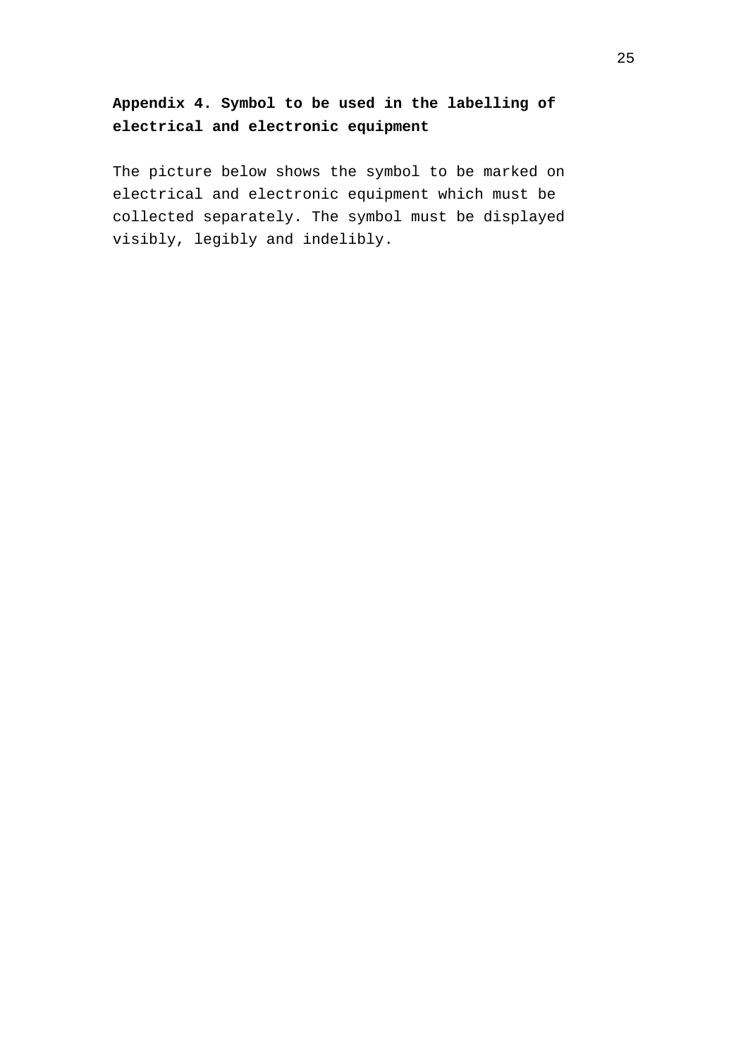## Appendix 4. Symbol to be used in the labelling of electrical and electronic equipment

The picture below shows the symbol to be marked on electrical and electronic equipment which must be collected separately. The symbol must be displayed visibly, legibly and indelibly.